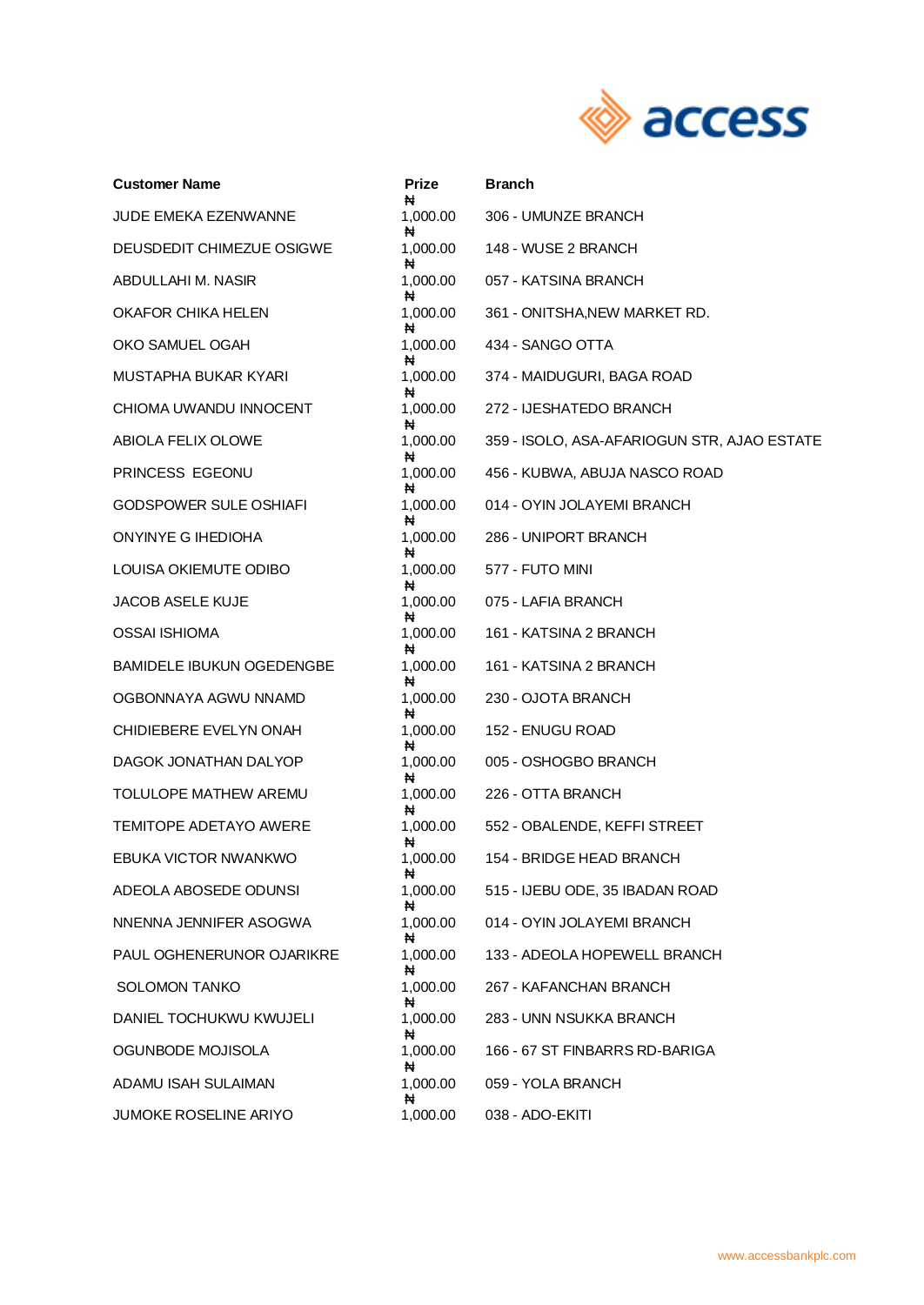| Customer Name | Prize | Branch |
|---|---|---|
| JUDE EMEKA EZENWANNE | ₦ 1,000.00 | 306 - UMUNZE BRANCH |
| DEUSDEDIT CHIMEZUE OSIGWE | ₦ 1,000.00 | 148 - WUSE 2 BRANCH |
| ABDULLAHI M. NASIR | ₦ 1,000.00 | 057 - KATSINA BRANCH |
| OKAFOR CHIKA HELEN | ₦ 1,000.00 | 361 - ONITSHA,NEW MARKET RD. |
| OKO SAMUEL OGAH | ₦ 1,000.00 | 434 - SANGO OTTA |
| MUSTAPHA BUKAR KYARI | ₦ 1,000.00 | 374 - MAIDUGURI, BAGA ROAD |
| CHIOMA UWANDU INNOCENT | ₦ 1,000.00 | 272 - IJESHATEDO BRANCH |
| ABIOLA FELIX OLOWE | ₦ 1,000.00 | 359 - ISOLO, ASA-AFARIOGUN STR, AJAO ESTATE |
| PRINCESS EGEONU | ₦ 1,000.00 | 456 - KUBWA, ABUJA NASCO ROAD |
| GODSPOWER SULE OSHIAFI | ₦ 1,000.00 | 014 - OYIN JOLAYEMI BRANCH |
| ONYINYE G IHEDIOHA | ₦ 1,000.00 | 286 - UNIPORT BRANCH |
| LOUISA OKIEMUTE ODIBO | ₦ 1,000.00 | 577 - FUTO MINI |
| JACOB ASELE KUJE | ₦ 1,000.00 | 075 - LAFIA BRANCH |
| OSSAI ISHIOMA | ₦ 1,000.00 | 161 - KATSINA 2 BRANCH |
| BAMIDELE IBUKUN OGEDENGBE | ₦ 1,000.00 | 161 - KATSINA 2 BRANCH |
| OGBONNAYA AGWU NNAMD | ₦ 1,000.00 | 230 - OJOTA BRANCH |
| CHIDIEBERE EVELYN ONAH | ₦ 1,000.00 | 152 - ENUGU ROAD |
| DAGOK JONATHAN DALYOP | ₦ 1,000.00 | 005 - OSHOGBO BRANCH |
| TOLULOPE MATHEW AREMU | ₦ 1,000.00 | 226 - OTTA BRANCH |
| TEMITOPE ADETAYO AWERE | ₦ 1,000.00 | 552 - OBALENDE, KEFFI STREET |
| EBUKA VICTOR NWANKWO | ₦ 1,000.00 | 154 - BRIDGE HEAD BRANCH |
| ADEOLA ABOSEDE ODUNSI | ₦ 1,000.00 | 515 - IJEBU ODE, 35 IBADAN ROAD |
| NNENNA JENNIFER ASOGWA | ₦ 1,000.00 | 014 - OYIN JOLAYEMI BRANCH |
| PAUL OGHENERUNOR OJARIKRE | ₦ 1,000.00 | 133 - ADEOLA HOPEWELL BRANCH |
| SOLOMON TANKO | ₦ 1,000.00 | 267 - KAFANCHAN BRANCH |
| DANIEL TOCHUKWU KWUJELI | ₦ 1,000.00 | 283 - UNN NSUKKA BRANCH |
| OGUNBODE MOJISOLA | ₦ 1,000.00 | 166 - 67 ST FINBARRS RD-BARIGA |
| ADAMU ISAH SULAIMAN | ₦ 1,000.00 | 059 - YOLA BRANCH |
| JUMOKE ROSELINE ARIYO | ₦ 1,000.00 | 038 - ADO-EKITI |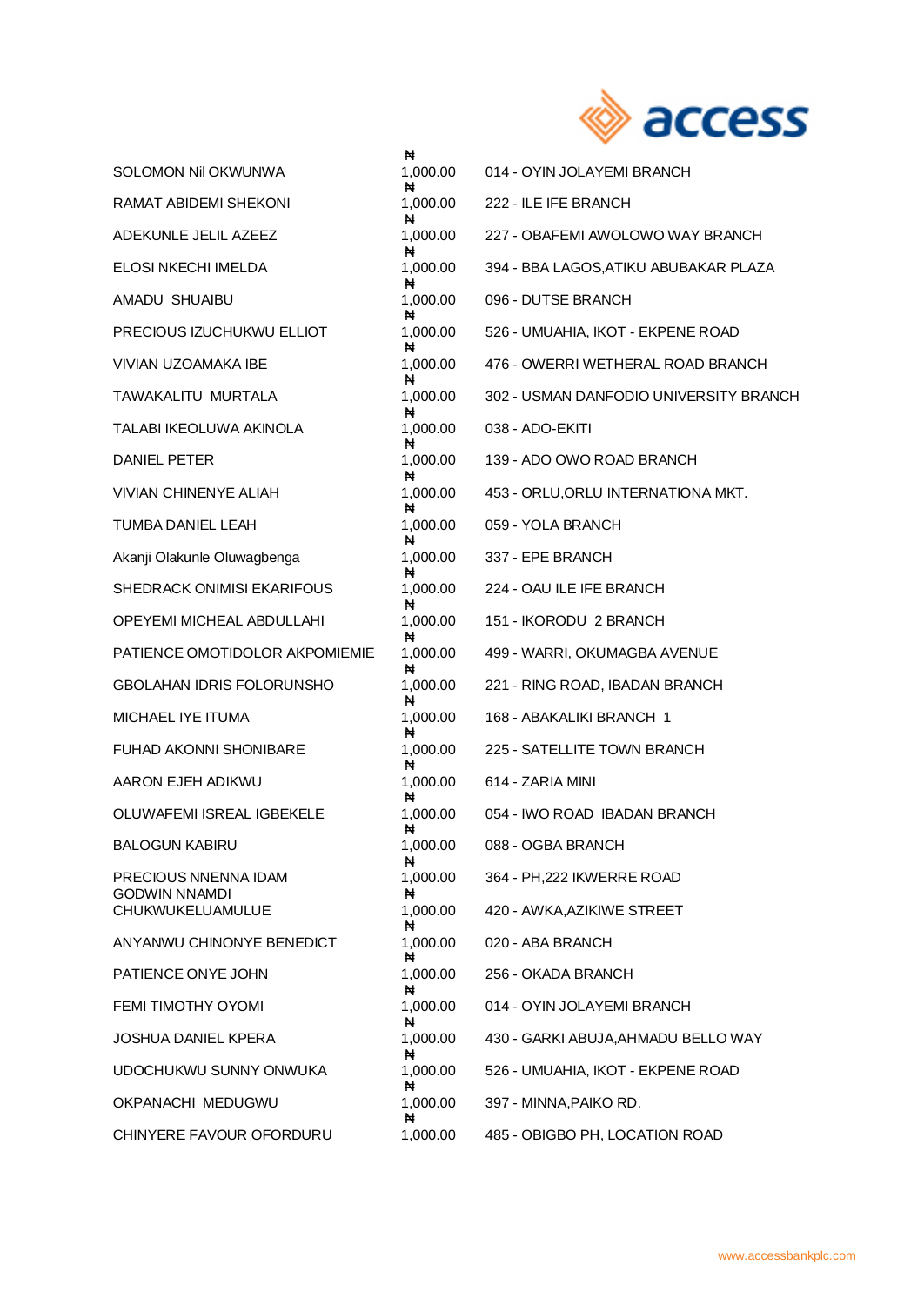| | | |
|---|---|---|
| SOLOMON NiI OKWUNWA | ₦ 1,000.00 | 014 - OYIN JOLAYEMI BRANCH |
| RAMAT ABIDEMI SHEKONI | ₦ 1,000.00 | 222 - ILE IFE BRANCH |
| ADEKUNLE JELIL AZEEZ | ₦ 1,000.00 | 227 - OBAFEMI AWOLOWO WAY BRANCH |
| ELOSI NKECHI IMELDA | ₦ 1,000.00 | 394 - BBA LAGOS,ATIKU ABUBAKAR PLAZA |
| AMADU SHUAIBU | ₦ 1,000.00 | 096 - DUTSE BRANCH |
| PRECIOUS IZUCHUKWU ELLIOT | ₦ 1,000.00 | 526 - UMUAHIA, IKOT - EKPENE ROAD |
| VIVIAN UZOAMAKA IBE | ₦ 1,000.00 | 476 - OWERRI WETHERAL ROAD BRANCH |
| TAWAKALITU MURTALA | ₦ 1,000.00 | 302 - USMAN DANFODIO UNIVERSITY BRANCH |
| TALABI IKEOLUWA AKINOLA | ₦ 1,000.00 | 038 - ADO-EKITI |
| DANIEL PETER | ₦ 1,000.00 | 139 - ADO OWO ROAD BRANCH |
| VIVIAN CHINENYE ALIAH | ₦ 1,000.00 | 453 - ORLU,ORLU INTERNATIONA MKT. |
| TUMBA DANIEL LEAH | ₦ 1,000.00 | 059 - YOLA BRANCH |
| Akanji Olakunle Oluwagbenga | ₦ 1,000.00 | 337 - EPE BRANCH |
| SHEDRACK ONIMISI EKARIFOUS | ₦ 1,000.00 | 224 - OAU ILE IFE BRANCH |
| OPEYEMI MICHEAL ABDULLAHI | ₦ 1,000.00 | 151 - IKORODU 2 BRANCH |
| PATIENCE OMOTIDOLOR AKPOMIEMIE | ₦ 1,000.00 | 499 - WARRI, OKUMAGBA AVENUE |
| GBOLAHAN IDRIS FOLORUNSHO | ₦ 1,000.00 | 221 - RING ROAD, IBADAN BRANCH |
| MICHAEL IYE ITUMA | ₦ 1,000.00 | 168 - ABAKALIKI BRANCH 1 |
| FUHAD AKONNI SHONIBARE | ₦ 1,000.00 | 225 - SATELLITE TOWN BRANCH |
| AARON EJEH ADIKWU | ₦ 1,000.00 | 614 - ZARIA MINI |
| OLUWAFEMI ISREAL IGBEKELE | ₦ 1,000.00 | 054 - IWO ROAD IBADAN BRANCH |
| BALOGUN KABIRU | ₦ 1,000.00 | 088 - OGBA BRANCH |
| PRECIOUS NNENNA IDAM | ₦ 1,000.00 | 364 - PH,222 IKWERRE ROAD |
| GODWIN NNAMDI CHUKWUKELUAMULUE | ₦ 1,000.00 | 420 - AWKA,AZIKIWE STREET |
| ANYANWU CHINONYE BENEDICT | ₦ 1,000.00 | 020 - ABA BRANCH |
| PATIENCE ONYE JOHN | ₦ 1,000.00 | 256 - OKADA BRANCH |
| FEMI TIMOTHY OYOMI | ₦ 1,000.00 | 014 - OYIN JOLAYEMI BRANCH |
| JOSHUA DANIEL KPERA | ₦ 1,000.00 | 430 - GARKI ABUJA,AHMADU BELLO WAY |
| UDOCHUKWU SUNNY ONWUKA | ₦ 1,000.00 | 526 - UMUAHIA, IKOT - EKPENE ROAD |
| OKPANACHI MEDUGWU | ₦ 1,000.00 | 397 - MINNA,PAIKO RD. |
| CHINYERE FAVOUR OFORDURU | ₦ 1,000.00 | 485 - OBIGBO PH, LOCATION ROAD |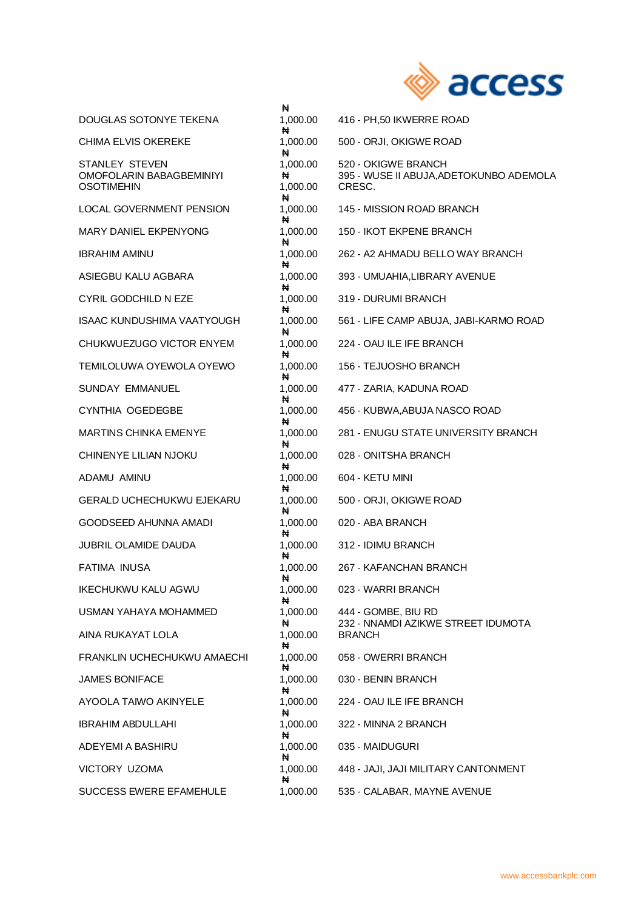| | | |
|---|---|---|
| DOUGLAS SOTONYE TEKENA | ₦ 1,000.00 | 416 - PH,50 IKWERRE ROAD |
| CHIMA ELVIS OKEREKE | ₦ 1,000.00 | 500 - ORJI, OKIGWE ROAD |
| STANLEY STEVEN | ₦ 1,000.00 | 520 - OKIGWE BRANCH |
| OMOFOLARIN BABAGBEMINIYI OSOTIMEHIN | ₦ 1,000.00 | 395 - WUSE II ABUJA,ADETOKUNBO ADEMOLA CRESC. |
| LOCAL GOVERNMENT PENSION | ₦ 1,000.00 | 145 - MISSION ROAD BRANCH |
| MARY DANIEL EKPENYONG | ₦ 1,000.00 | 150 - IKOT EKPENE BRANCH |
| IBRAHIM AMINU | ₦ 1,000.00 | 262 - A2 AHMADU BELLO WAY BRANCH |
| ASIEGBU KALU AGBARA | ₦ 1,000.00 | 393 - UMUAHIA,LIBRARY AVENUE |
| CYRIL GODCHILD N EZE | ₦ 1,000.00 | 319 - DURUMI BRANCH |
| ISAAC KUNDUSHIMA VAATYOUGH | ₦ 1,000.00 | 561 - LIFE CAMP ABUJA, JABI-KARMO ROAD |
| CHUKWUEZUGO VICTOR ENYEM | ₦ 1,000.00 | 224 - OAU ILE IFE BRANCH |
| TEMILOLUWA OYEWOLA OYEWO | ₦ 1,000.00 | 156 - TEJUOSHO BRANCH |
| SUNDAY EMMANUEL | ₦ 1,000.00 | 477 - ZARIA, KADUNA ROAD |
| CYNTHIA OGEDEGBE | ₦ 1,000.00 | 456 - KUBWA,ABUJA NASCO ROAD |
| MARTINS CHINKA EMENYE | ₦ 1,000.00 | 281 - ENUGU STATE UNIVERSITY BRANCH |
| CHINENYE LILIAN NJOKU | ₦ 1,000.00 | 028 - ONITSHA BRANCH |
| ADAMU AMINU | ₦ 1,000.00 | 604 - KETU MINI |
| GERALD UCHECHUKWU EJEKARU | ₦ 1,000.00 | 500 - ORJI, OKIGWE ROAD |
| GOODSEED AHUNNA AMADI | ₦ 1,000.00 | 020 - ABA BRANCH |
| JUBRIL OLAMIDE DAUDA | ₦ 1,000.00 | 312 - IDIMU BRANCH |
| FATIMA INUSA | ₦ 1,000.00 | 267 - KAFANCHAN BRANCH |
| IKECHUKWU KALU AGWU | ₦ 1,000.00 | 023 - WARRI BRANCH |
| USMAN YAHAYA MOHAMMED | ₦ 1,000.00 | 444 - GOMBE, BIU RD |
| AINA RUKAYAT LOLA | ₦ 1,000.00 | 232 - NNAMDI AZIKWE STREET IDUMOTA BRANCH |
| FRANKLIN UCHECHUKWU AMAECHI | ₦ 1,000.00 | 058 - OWERRI BRANCH |
| JAMES BONIFACE | ₦ 1,000.00 | 030 - BENIN BRANCH |
| AYOOLA TAIWO AKINYELE | ₦ 1,000.00 | 224 - OAU ILE IFE BRANCH |
| IBRAHIM ABDULLAHI | ₦ 1,000.00 | 322 - MINNA 2 BRANCH |
| ADEYEMI A BASHIRU | ₦ 1,000.00 | 035 - MAIDUGURI |
| VICTORY UZOMA | ₦ 1,000.00 | 448 - JAJI, JAJI MILITARY CANTONMENT |
| SUCCESS EWERE EFAMEHULE | ₦ 1,000.00 | 535 - CALABAR, MAYNE AVENUE |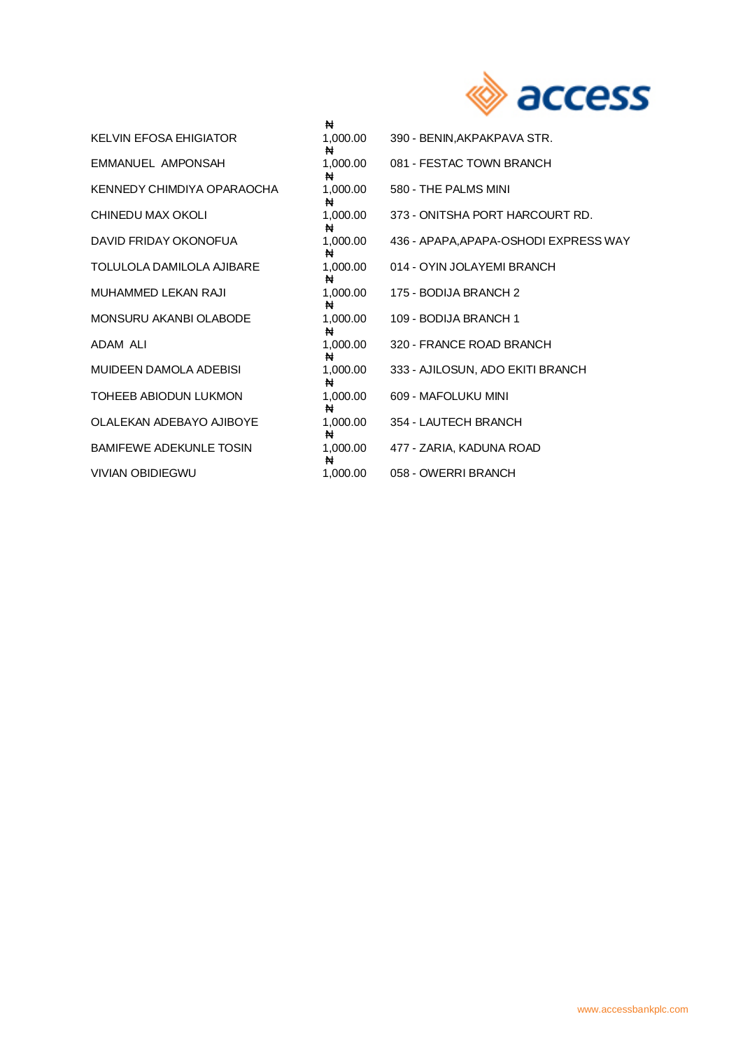| | | |
|---|---|---|
| KELVIN EFOSA EHIGIATOR | ₦ 1,000.00 | 390 - BENIN,AKPAKPAVA STR. |
| EMMANUEL AMPONSAH | ₦ 1,000.00 | 081 - FESTAC TOWN BRANCH |
| KENNEDY CHIMDIYA OPARAOCHA | ₦ 1,000.00 | 580 - THE PALMS MINI |
| CHINEDU MAX OKOLI | ₦ 1,000.00 | 373 - ONITSHA PORT HARCOURT RD. |
| DAVID FRIDAY OKONOFUA | ₦ 1,000.00 | 436 - APAPA,APAPA-OSHODI EXPRESS WAY |
| TOLULOLA DAMILOLA AJIBARE | ₦ 1,000.00 | 014 - OYIN JOLAYEMI BRANCH |
| MUHAMMED LEKAN RAJI | ₦ 1,000.00 | 175 - BODIJA BRANCH 2 |
| MONSURU AKANBI OLABODE | ₦ 1,000.00 | 109 - BODIJA BRANCH 1 |
| ADAM ALI | ₦ 1,000.00 | 320 - FRANCE ROAD BRANCH |
| MUIDEEN DAMOLA ADEBISI | ₦ 1,000.00 | 333 - AJILOSUN, ADO EKITI BRANCH |
| TOHEEB ABIODUN LUKMON | ₦ 1,000.00 | 609 - MAFOLUKU MINI |
| OLALEKAN ADEBAYO AJIBOYE | ₦ 1,000.00 | 354 - LAUTECH BRANCH |
| BAMIFEWE ADEKUNLE TOSIN | ₦ 1,000.00 | 477 - ZARIA, KADUNA ROAD |
| VIVIAN OBIDIEGWU | ₦ 1,000.00 | 058 - OWERRI BRANCH |